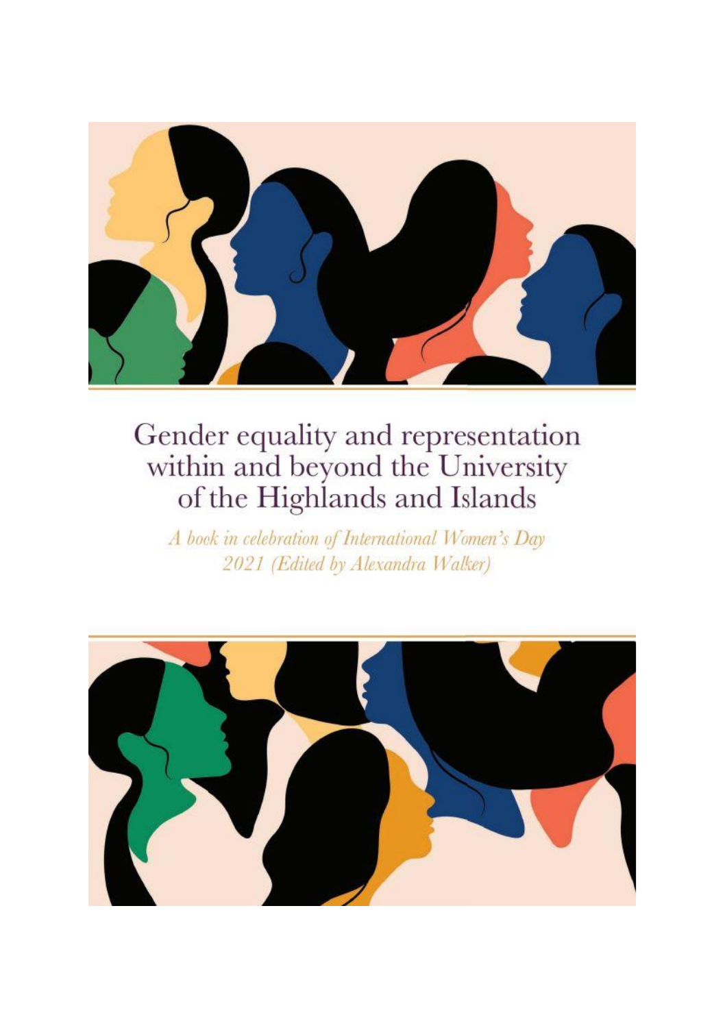# Gender equality and representation within and beyond the University of the Highlands and Islands

*A book in celebration of International Women's Day 2021 (Edited by Alexandra Walker)*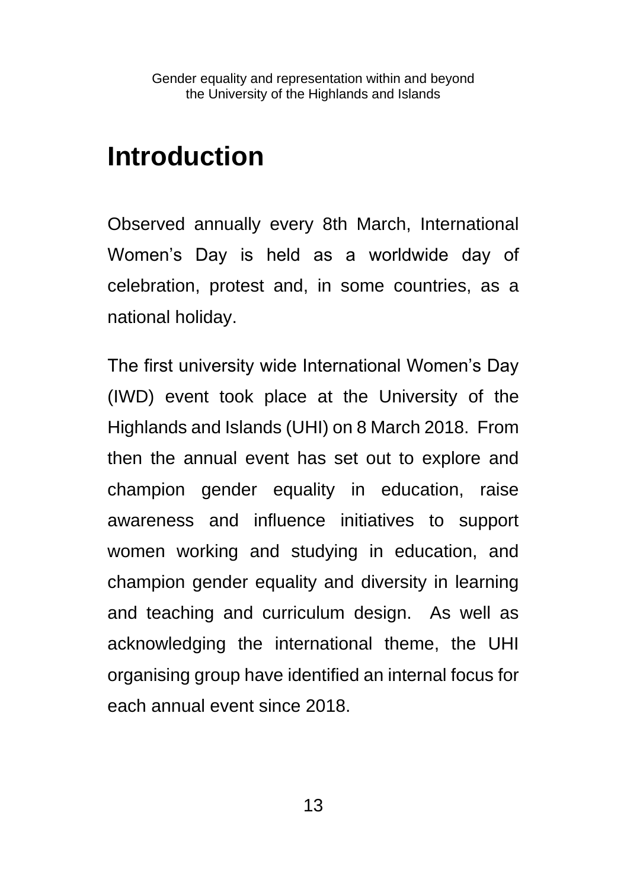# Introduction

Observed annually every 8th March, International Women's Day is held as a worldwide day of celebration, protest and, in some countries, as a national holiday.

The first university wide International Women's Day (IWD) event took place at the University of the Highlands and Islands (UHI) on 8 March 2018. From then the annual event has set out to explore and champion gender equality in education, raise awareness and influence initiatives to support women working and studying in education, and champion gender equality and diversity in learning and teaching and curriculum design. As well as acknowledging the international theme, the UHI organising group have identified an internal focus for each annual event since 2018.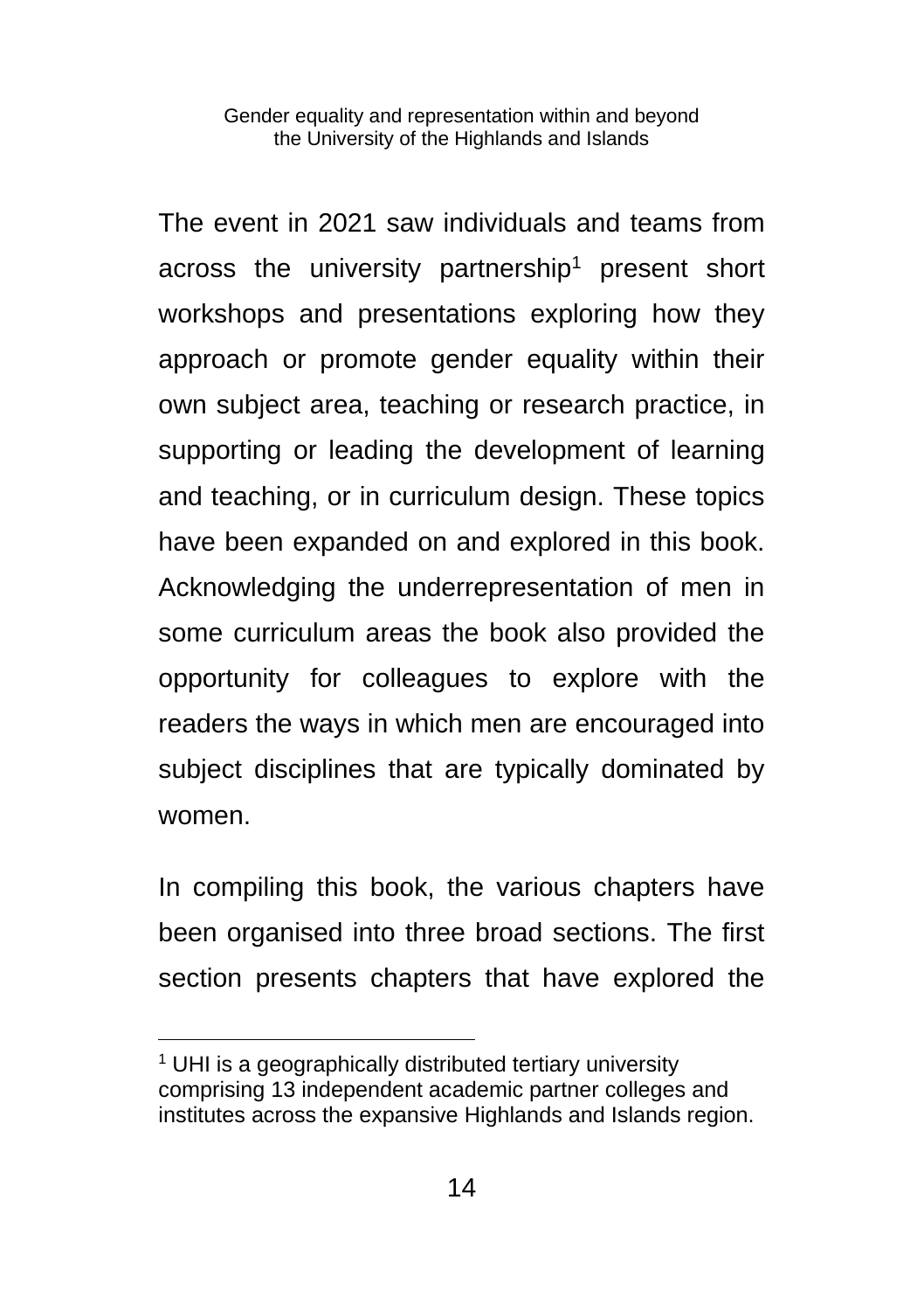The event in 2021 saw individuals and teams from across the university partnership[1] present short workshops and presentations exploring how they approach or promote gender equality within their own subject area, teaching or research practice, in supporting or leading the development of learning and teaching, or in curriculum design. These topics have been expanded on and explored in this book. Acknowledging the underrepresentation of men in some curriculum areas the book also provided the opportunity for colleagues to explore with the readers the ways in which men are encouraged into subject disciplines that are typically dominated by women.

In compiling this book, the various chapters have been organised into three broad sections. The first section presents chapters that have explored the

[1] UHI is a geographically distributed tertiary university comprising 13 independent academic partner colleges and institutes across the expansive Highlands and Islands region.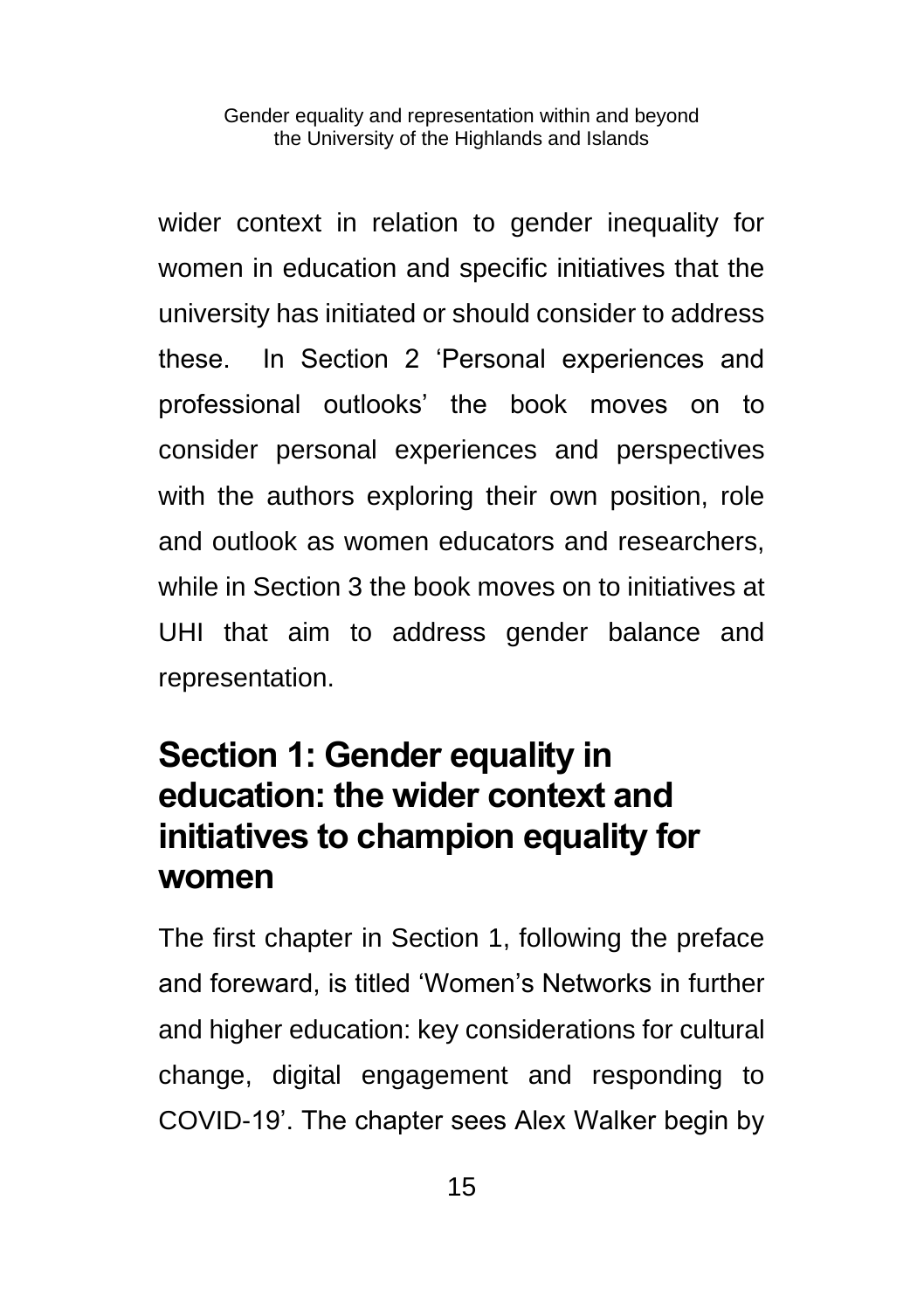wider context in relation to gender inequality for women in education and specific initiatives that the university has initiated or should consider to address these. In Section 2 'Personal experiences and professional outlooks' the book moves on to consider personal experiences and perspectives with the authors exploring their own position, role and outlook as women educators and researchers, while in Section 3 the book moves on to initiatives at UHI that aim to address gender balance and representation.

## Section 1: Gender equality in education: the wider context and initiatives to champion equality for women

The first chapter in Section 1, following the preface and foreward, is titled 'Women's Networks in further and higher education: key considerations for cultural change, digital engagement and responding to COVID-19'. The chapter sees Alex Walker begin by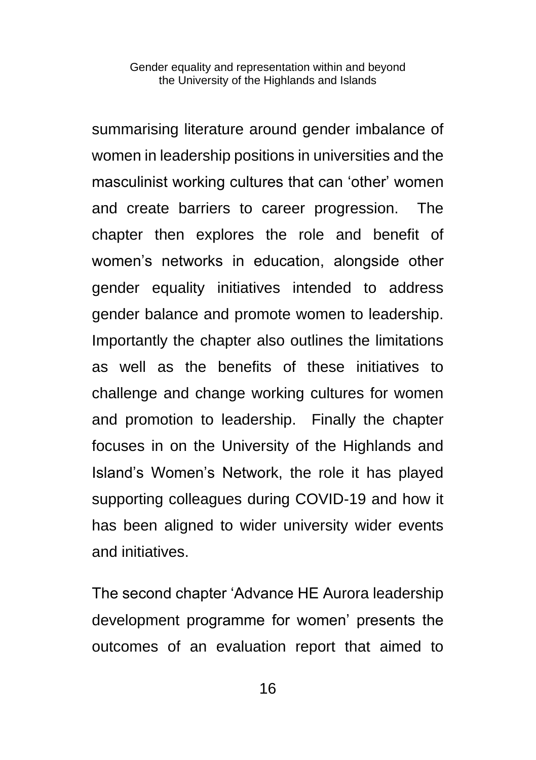summarising literature around gender imbalance of women in leadership positions in universities and the masculinist working cultures that can 'other' women and create barriers to career progression. The chapter then explores the role and benefit of women's networks in education, alongside other gender equality initiatives intended to address gender balance and promote women to leadership. Importantly the chapter also outlines the limitations as well as the benefits of these initiatives to challenge and change working cultures for women and promotion to leadership. Finally the chapter focuses in on the University of the Highlands and Island's Women's Network, the role it has played supporting colleagues during COVID-19 and how it has been aligned to wider university wider events and initiatives.

The second chapter 'Advance HE Aurora leadership development programme for women' presents the outcomes of an evaluation report that aimed to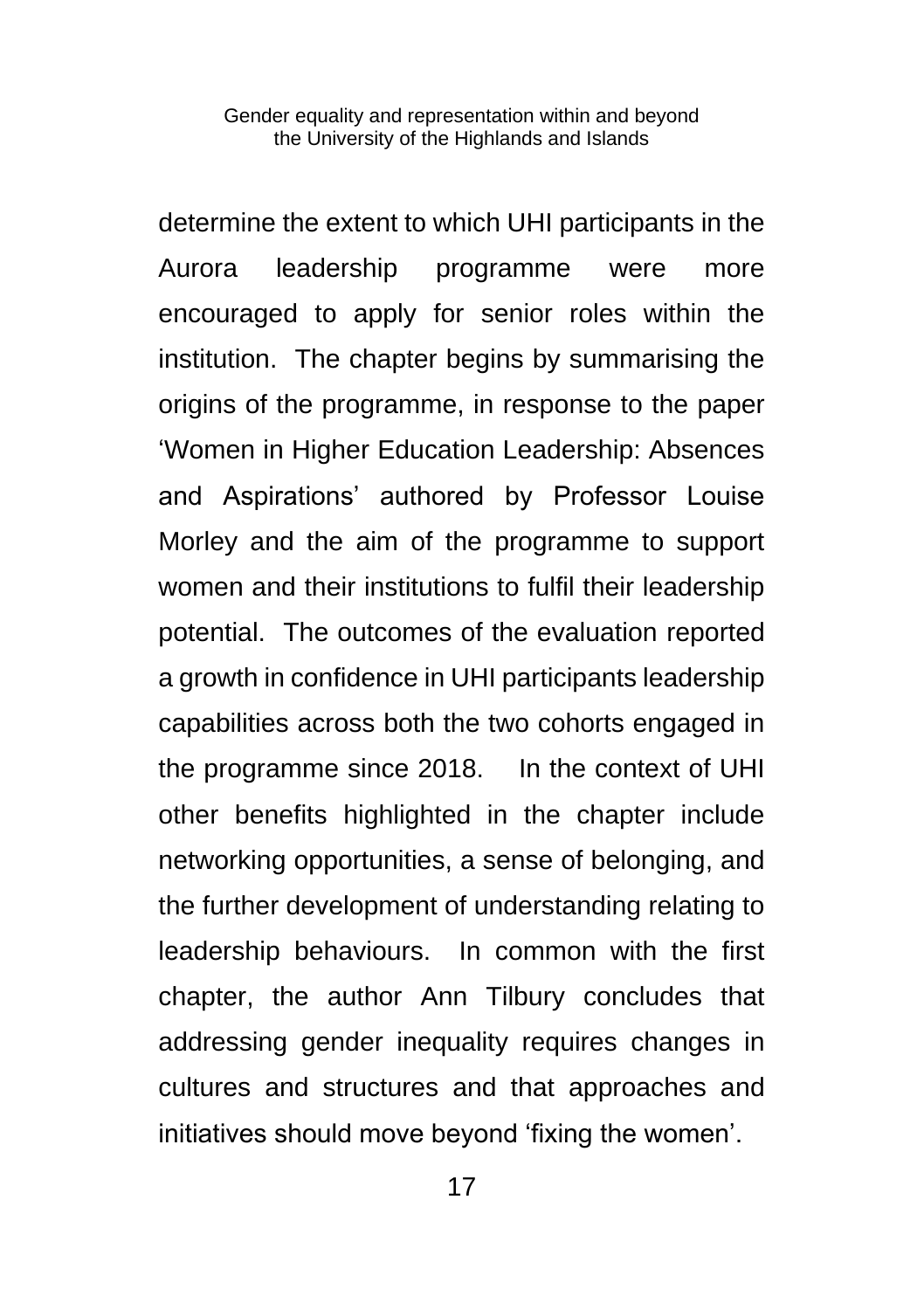determine the extent to which UHI participants in the Aurora leadership programme were more encouraged to apply for senior roles within the institution. The chapter begins by summarising the origins of the programme, in response to the paper 'Women in Higher Education Leadership: Absences and Aspirations' authored by Professor Louise Morley and the aim of the programme to support women and their institutions to fulfil their leadership potential. The outcomes of the evaluation reported a growth in confidence in UHI participants leadership capabilities across both the two cohorts engaged in the programme since 2018. In the context of UHI other benefits highlighted in the chapter include networking opportunities, a sense of belonging, and the further development of understanding relating to leadership behaviours. In common with the first chapter, the author Ann Tilbury concludes that addressing gender inequality requires changes in cultures and structures and that approaches and initiatives should move beyond 'fixing the women'.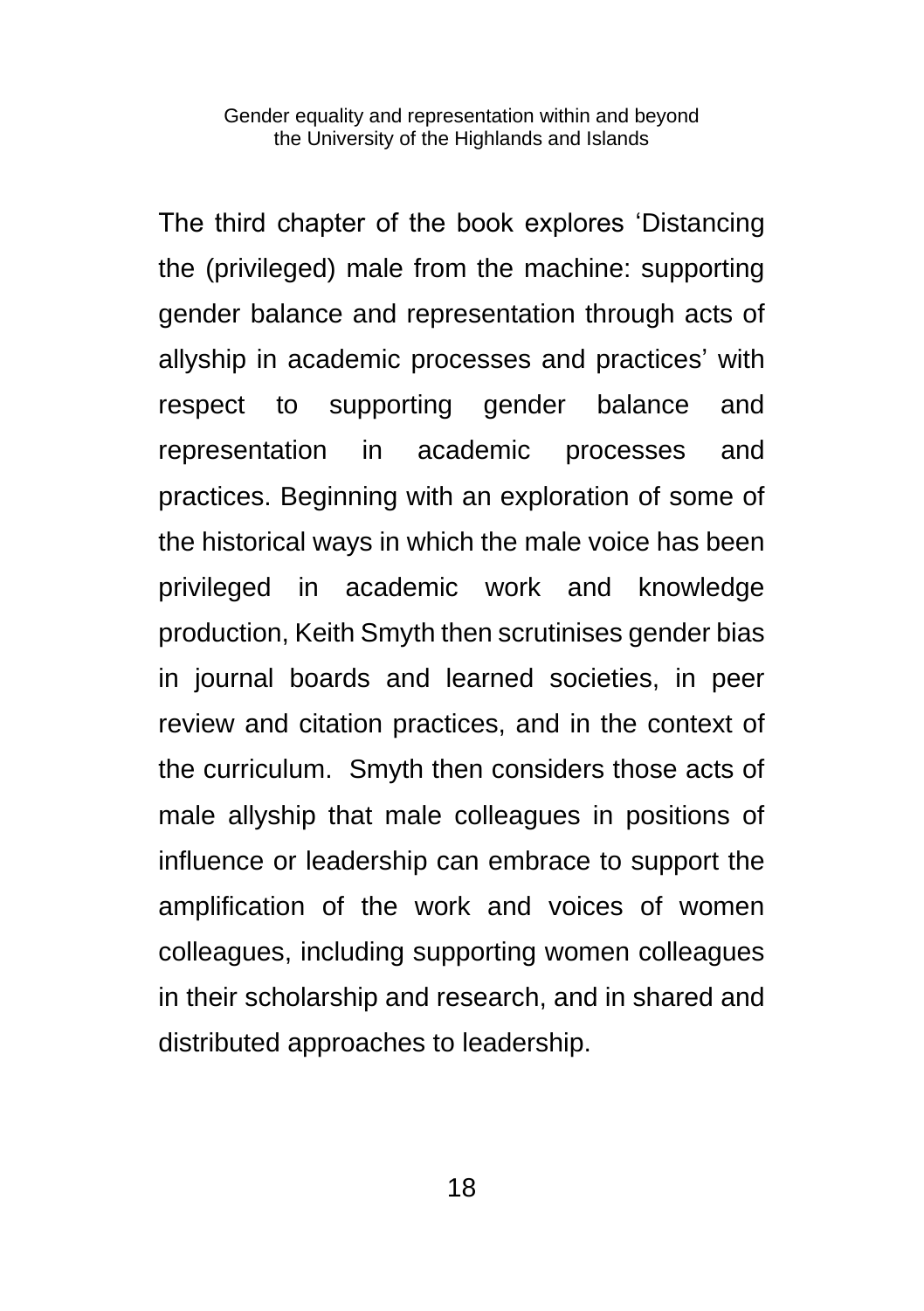The third chapter of the book explores 'Distancing the (privileged) male from the machine: supporting gender balance and representation through acts of allyship in academic processes and practices' with respect to supporting gender balance and representation in academic processes and practices. Beginning with an exploration of some of the historical ways in which the male voice has been privileged in academic work and knowledge production, Keith Smyth then scrutinises gender bias in journal boards and learned societies, in peer review and citation practices, and in the context of the curriculum. Smyth then considers those acts of male allyship that male colleagues in positions of influence or leadership can embrace to support the amplification of the work and voices of women colleagues, including supporting women colleagues in their scholarship and research, and in shared and distributed approaches to leadership.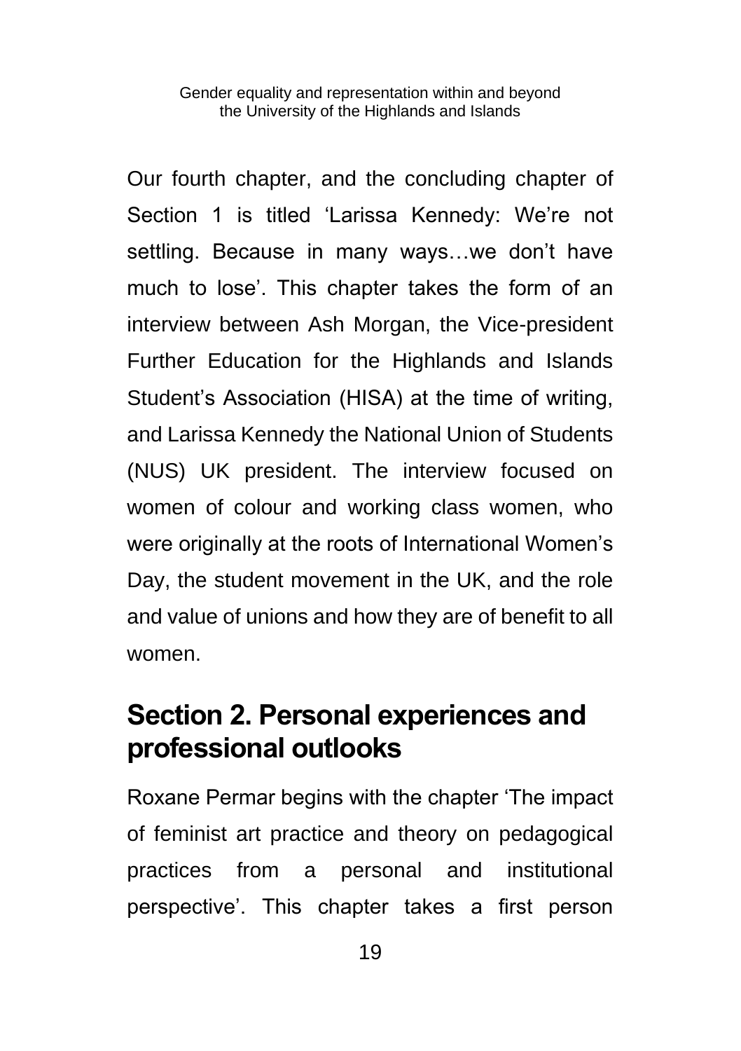Our fourth chapter, and the concluding chapter of Section 1 is titled 'Larissa Kennedy: We're not settling. Because in many ways…we don't have much to lose'. This chapter takes the form of an interview between Ash Morgan, the Vice-president Further Education for the Highlands and Islands Student's Association (HISA) at the time of writing, and Larissa Kennedy the National Union of Students (NUS) UK president. The interview focused on women of colour and working class women, who were originally at the roots of International Women's Day, the student movement in the UK, and the role and value of unions and how they are of benefit to all women.

## Section 2. Personal experiences and professional outlooks

Roxane Permar begins with the chapter 'The impact of feminist art practice and theory on pedagogical practices from a personal and institutional perspective'. This chapter takes a first person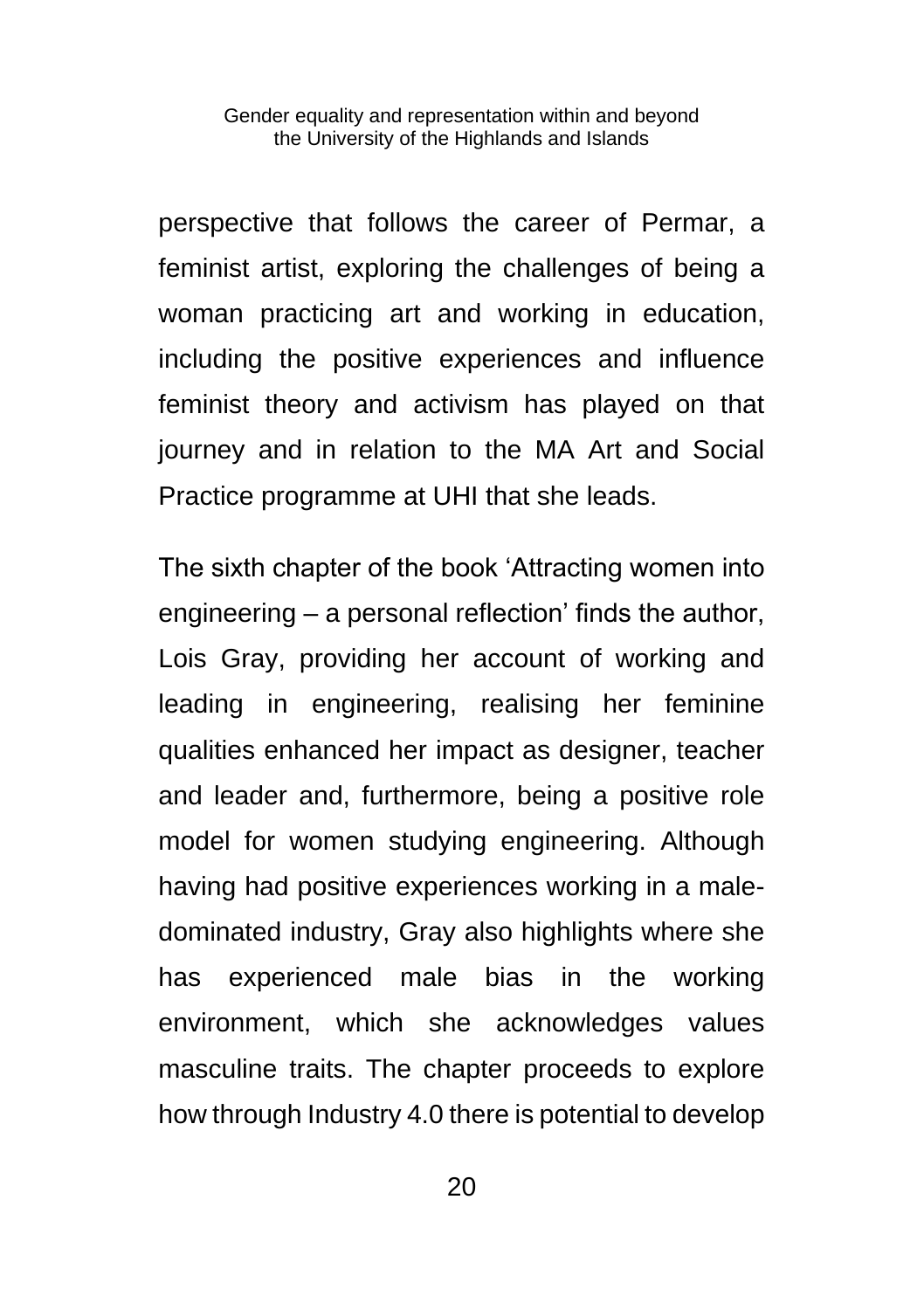perspective that follows the career of Permar, a feminist artist, exploring the challenges of being a woman practicing art and working in education, including the positive experiences and influence feminist theory and activism has played on that journey and in relation to the MA Art and Social Practice programme at UHI that she leads.

The sixth chapter of the book 'Attracting women into engineering – a personal reflection' finds the author, Lois Gray, providing her account of working and leading in engineering, realising her feminine qualities enhanced her impact as designer, teacher and leader and, furthermore, being a positive role model for women studying engineering. Although having had positive experiences working in a male-dominated industry, Gray also highlights where she has experienced male bias in the working environment, which she acknowledges values masculine traits. The chapter proceeds to explore how through Industry 4.0 there is potential to develop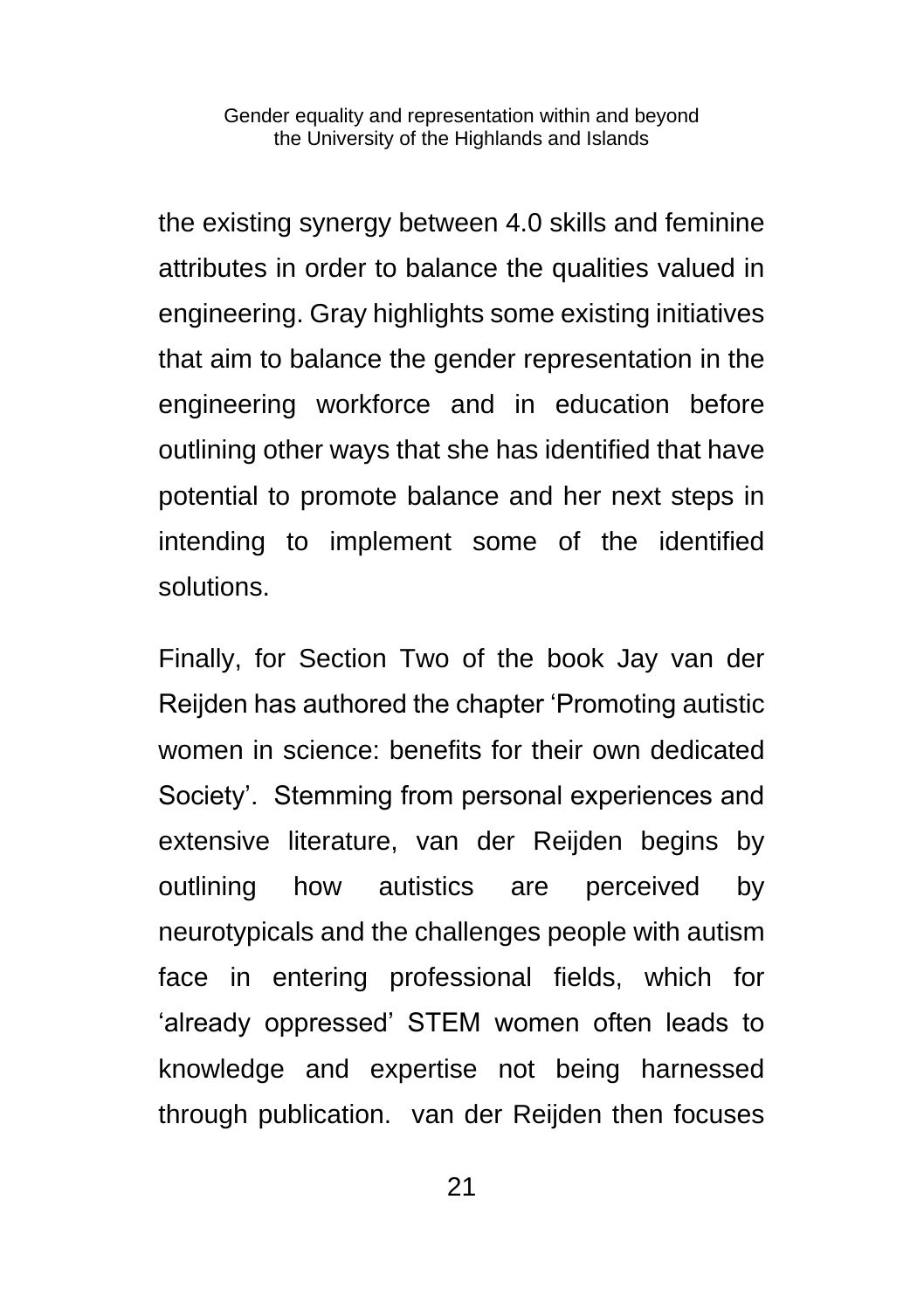the existing synergy between 4.0 skills and feminine attributes in order to balance the qualities valued in engineering. Gray highlights some existing initiatives that aim to balance the gender representation in the engineering workforce and in education before outlining other ways that she has identified that have potential to promote balance and her next steps in intending to implement some of the identified solutions.

Finally, for Section Two of the book Jay van der Reijden has authored the chapter 'Promoting autistic women in science: benefits for their own dedicated Society'. Stemming from personal experiences and extensive literature, van der Reijden begins by outlining how autistics are perceived by neurotypicals and the challenges people with autism face in entering professional fields, which for 'already oppressed' STEM women often leads to knowledge and expertise not being harnessed through publication. van der Reijden then focuses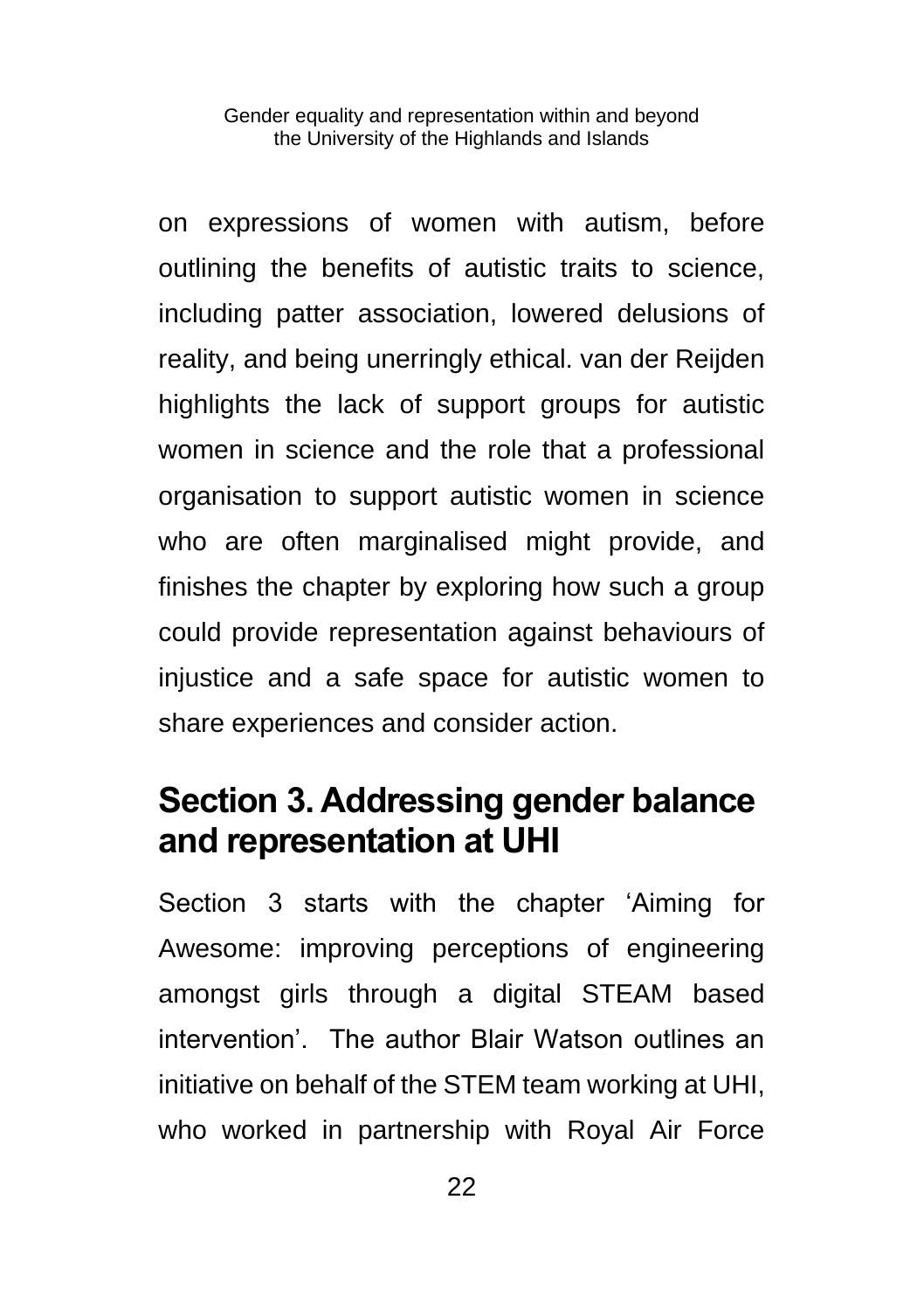on expressions of women with autism, before outlining the benefits of autistic traits to science, including patter association, lowered delusions of reality, and being unerringly ethical. van der Reijden highlights the lack of support groups for autistic women in science and the role that a professional organisation to support autistic women in science who are often marginalised might provide, and finishes the chapter by exploring how such a group could provide representation against behaviours of injustice and a safe space for autistic women to share experiences and consider action.

## Section 3. Addressing gender balance and representation at UHI

Section 3 starts with the chapter 'Aiming for Awesome: improving perceptions of engineering amongst girls through a digital STEAM based intervention'. The author Blair Watson outlines an initiative on behalf of the STEM team working at UHI, who worked in partnership with Royal Air Force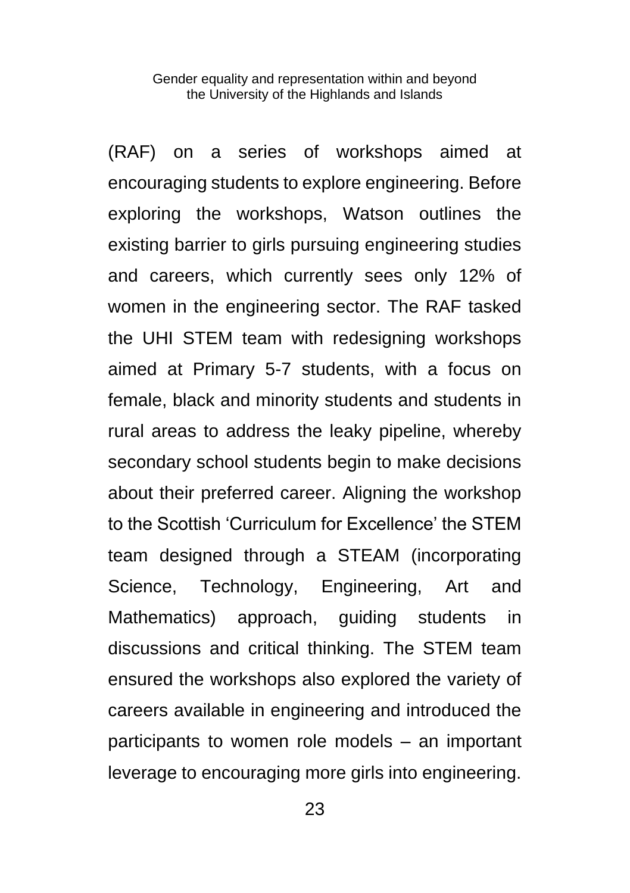(RAF) on a series of workshops aimed at encouraging students to explore engineering. Before exploring the workshops, Watson outlines the existing barrier to girls pursuing engineering studies and careers, which currently sees only 12% of women in the engineering sector. The RAF tasked the UHI STEM team with redesigning workshops aimed at Primary 5-7 students, with a focus on female, black and minority students and students in rural areas to address the leaky pipeline, whereby secondary school students begin to make decisions about their preferred career. Aligning the workshop to the Scottish 'Curriculum for Excellence' the STEM team designed through a STEAM (incorporating Science, Technology, Engineering, Art and Mathematics) approach, guiding students in discussions and critical thinking. The STEM team ensured the workshops also explored the variety of careers available in engineering and introduced the participants to women role models – an important leverage to encouraging more girls into engineering.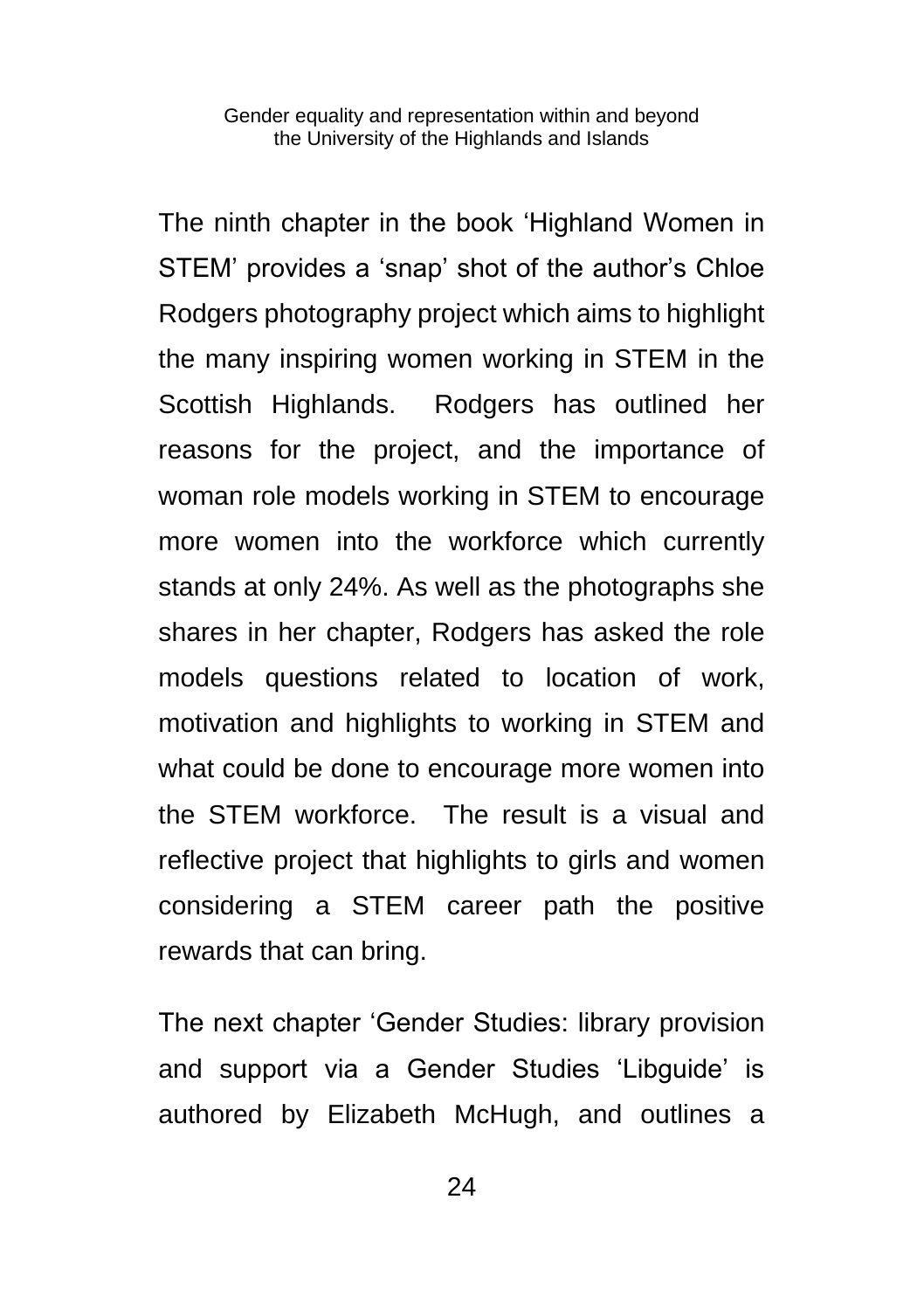The ninth chapter in the book 'Highland Women in STEM' provides a 'snap' shot of the author's Chloe Rodgers photography project which aims to highlight the many inspiring women working in STEM in the Scottish Highlands.  Rodgers has outlined her reasons for the project, and the importance of woman role models working in STEM to encourage more women into the workforce which currently stands at only 24%. As well as the photographs she shares in her chapter, Rodgers has asked the role models questions related to location of work, motivation and highlights to working in STEM and what could be done to encourage more women into the STEM workforce.  The result is a visual and reflective project that highlights to girls and women considering a STEM career path the positive rewards that can bring.

The next chapter 'Gender Studies: library provision and support via a Gender Studies 'Libguide' is authored by Elizabeth McHugh, and outlines a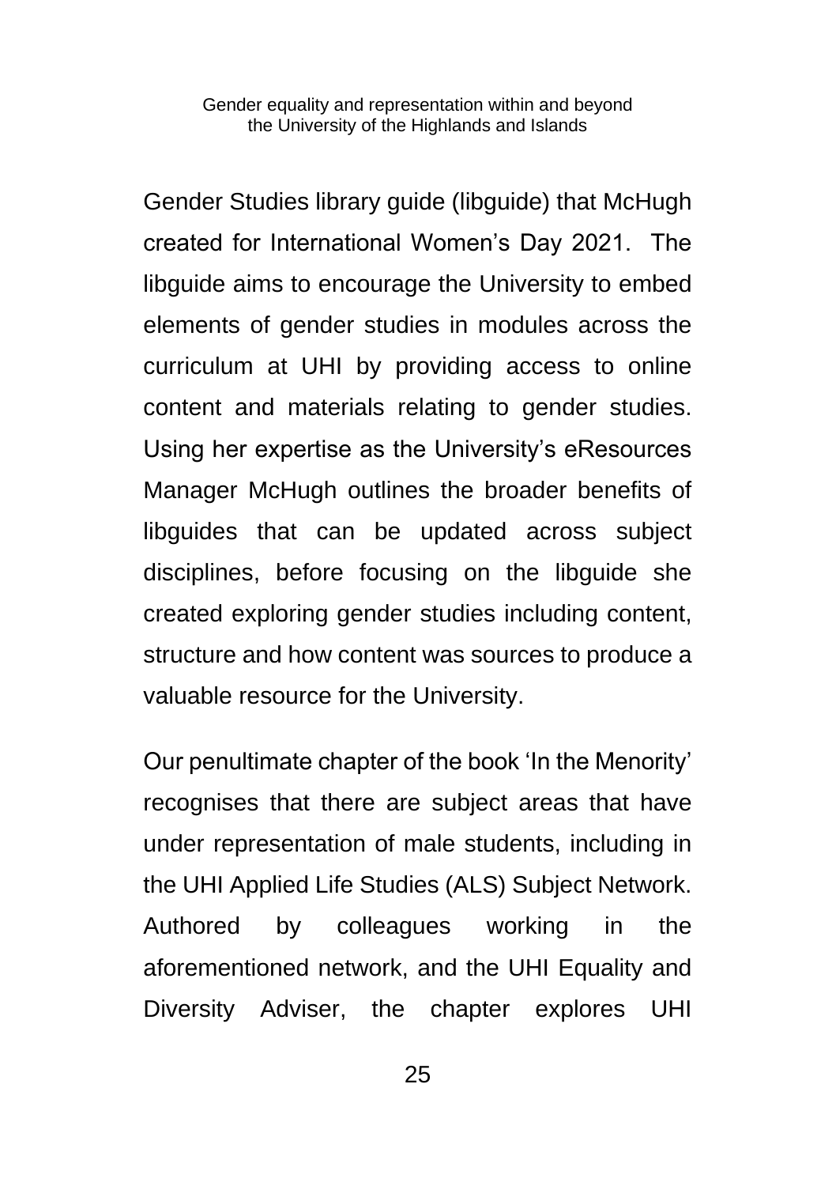Gender Studies library guide (libguide) that McHugh created for International Women's Day 2021. The libguide aims to encourage the University to embed elements of gender studies in modules across the curriculum at UHI by providing access to online content and materials relating to gender studies. Using her expertise as the University's eResources Manager McHugh outlines the broader benefits of libguides that can be updated across subject disciplines, before focusing on the libguide she created exploring gender studies including content, structure and how content was sources to produce a valuable resource for the University.

Our penultimate chapter of the book 'In the Menority' recognises that there are subject areas that have under representation of male students, including in the UHI Applied Life Studies (ALS) Subject Network. Authored by colleagues working in the aforementioned network, and the UHI Equality and Diversity Adviser, the chapter explores UHI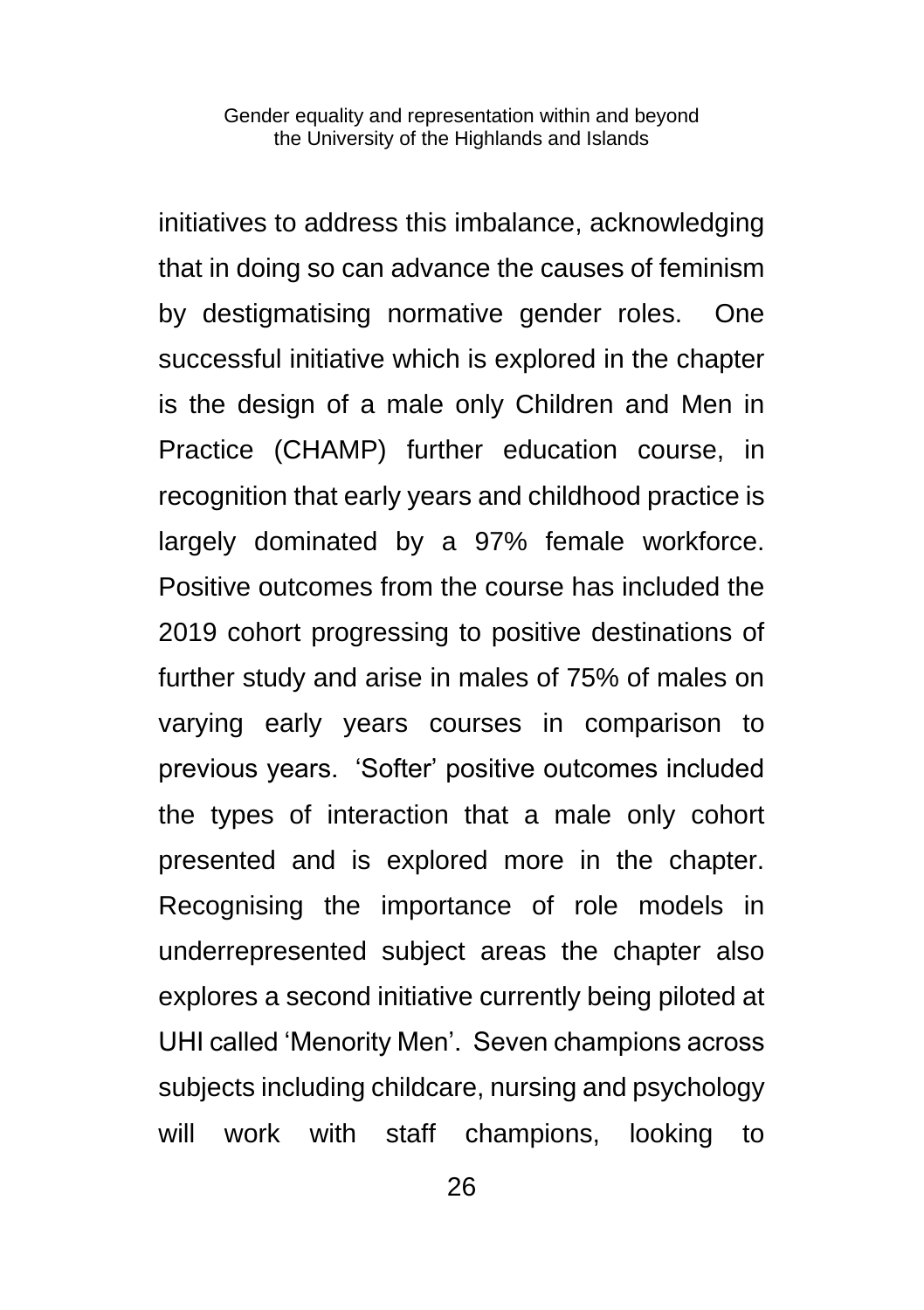initiatives to address this imbalance, acknowledging that in doing so can advance the causes of feminism by destigmatising normative gender roles. One successful initiative which is explored in the chapter is the design of a male only Children and Men in Practice (CHAMP) further education course, in recognition that early years and childhood practice is largely dominated by a 97% female workforce. Positive outcomes from the course has included the 2019 cohort progressing to positive destinations of further study and arise in males of 75% of males on varying early years courses in comparison to previous years. 'Softer' positive outcomes included the types of interaction that a male only cohort presented and is explored more in the chapter. Recognising the importance of role models in underrepresented subject areas the chapter also explores a second initiative currently being piloted at UHI called 'Menority Men'. Seven champions across subjects including childcare, nursing and psychology will work with staff champions, looking to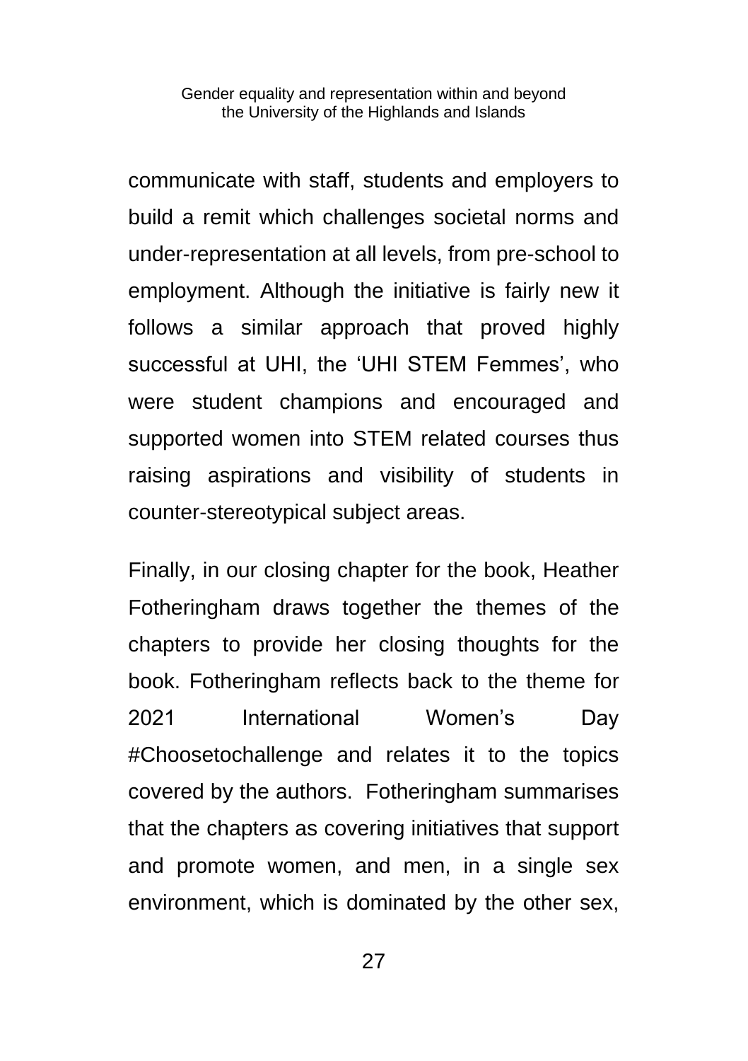communicate with staff, students and employers to build a remit which challenges societal norms and under-representation at all levels, from pre-school to employment. Although the initiative is fairly new it follows a similar approach that proved highly successful at UHI, the 'UHI STEM Femmes', who were student champions and encouraged and supported women into STEM related courses thus raising aspirations and visibility of students in counter-stereotypical subject areas.

Finally, in our closing chapter for the book, Heather Fotheringham draws together the themes of the chapters to provide her closing thoughts for the book. Fotheringham reflects back to the theme for 2021 International Women's Day #Choosetochallenge and relates it to the topics covered by the authors. Fotheringham summarises that the chapters as covering initiatives that support and promote women, and men, in a single sex environment, which is dominated by the other sex,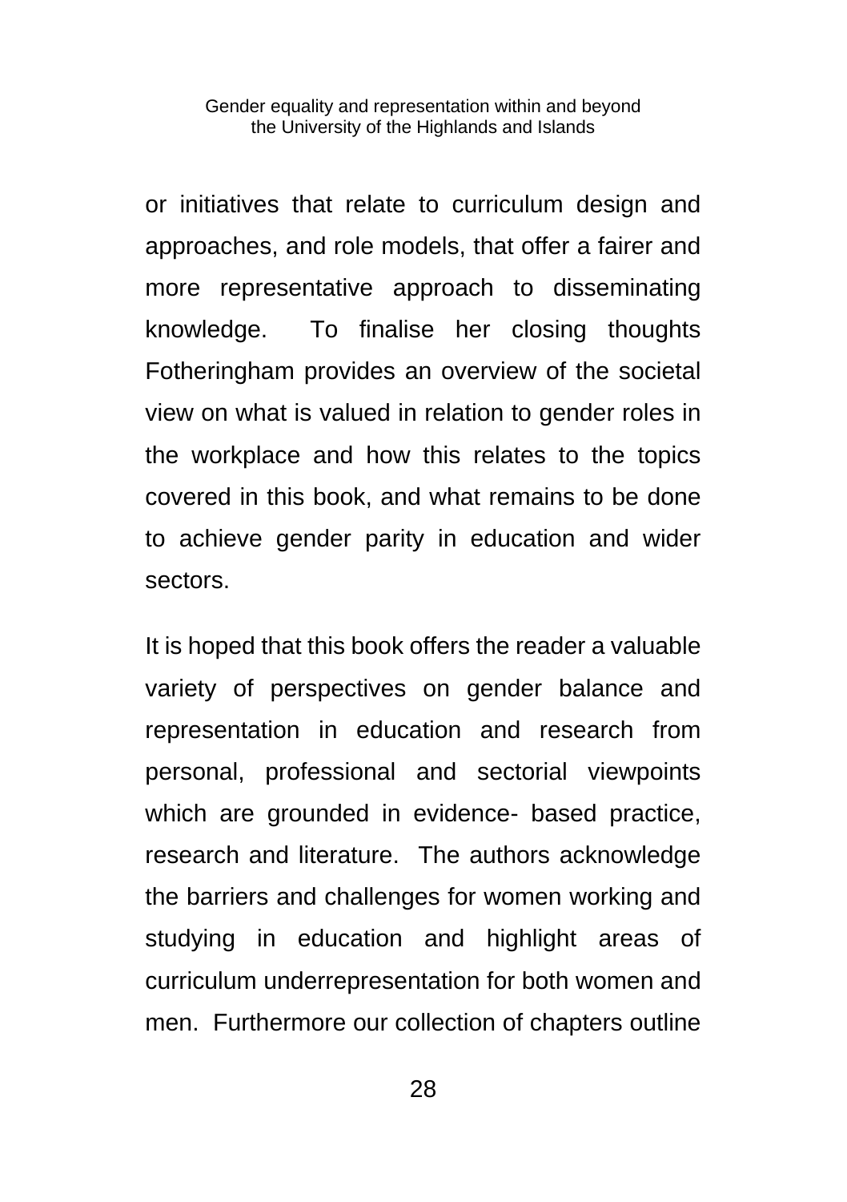or initiatives that relate to curriculum design and approaches, and role models, that offer a fairer and more representative approach to disseminating knowledge. To finalise her closing thoughts Fotheringham provides an overview of the societal view on what is valued in relation to gender roles in the workplace and how this relates to the topics covered in this book, and what remains to be done to achieve gender parity in education and wider sectors.

It is hoped that this book offers the reader a valuable variety of perspectives on gender balance and representation in education and research from personal, professional and sectorial viewpoints which are grounded in evidence- based practice, research and literature. The authors acknowledge the barriers and challenges for women working and studying in education and highlight areas of curriculum underrepresentation for both women and men. Furthermore our collection of chapters outline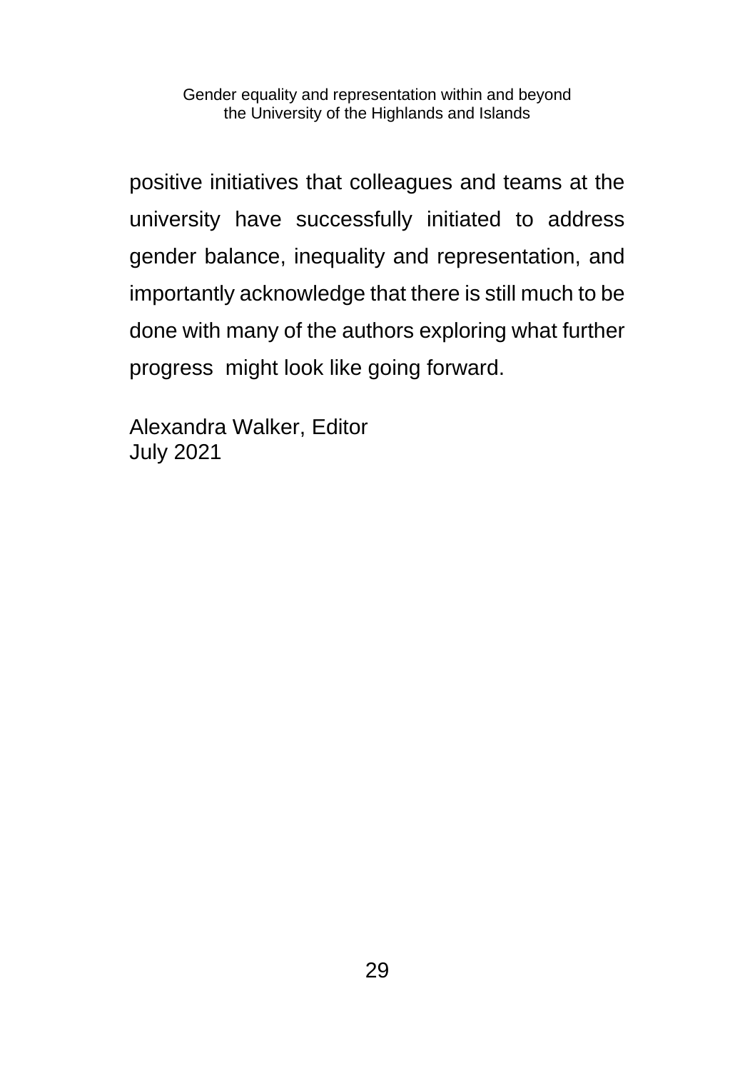positive initiatives that colleagues and teams at the university have successfully initiated to address gender balance, inequality and representation, and importantly acknowledge that there is still much to be done with many of the authors exploring what further progress might look like going forward.

Alexandra Walker, Editor
July 2021